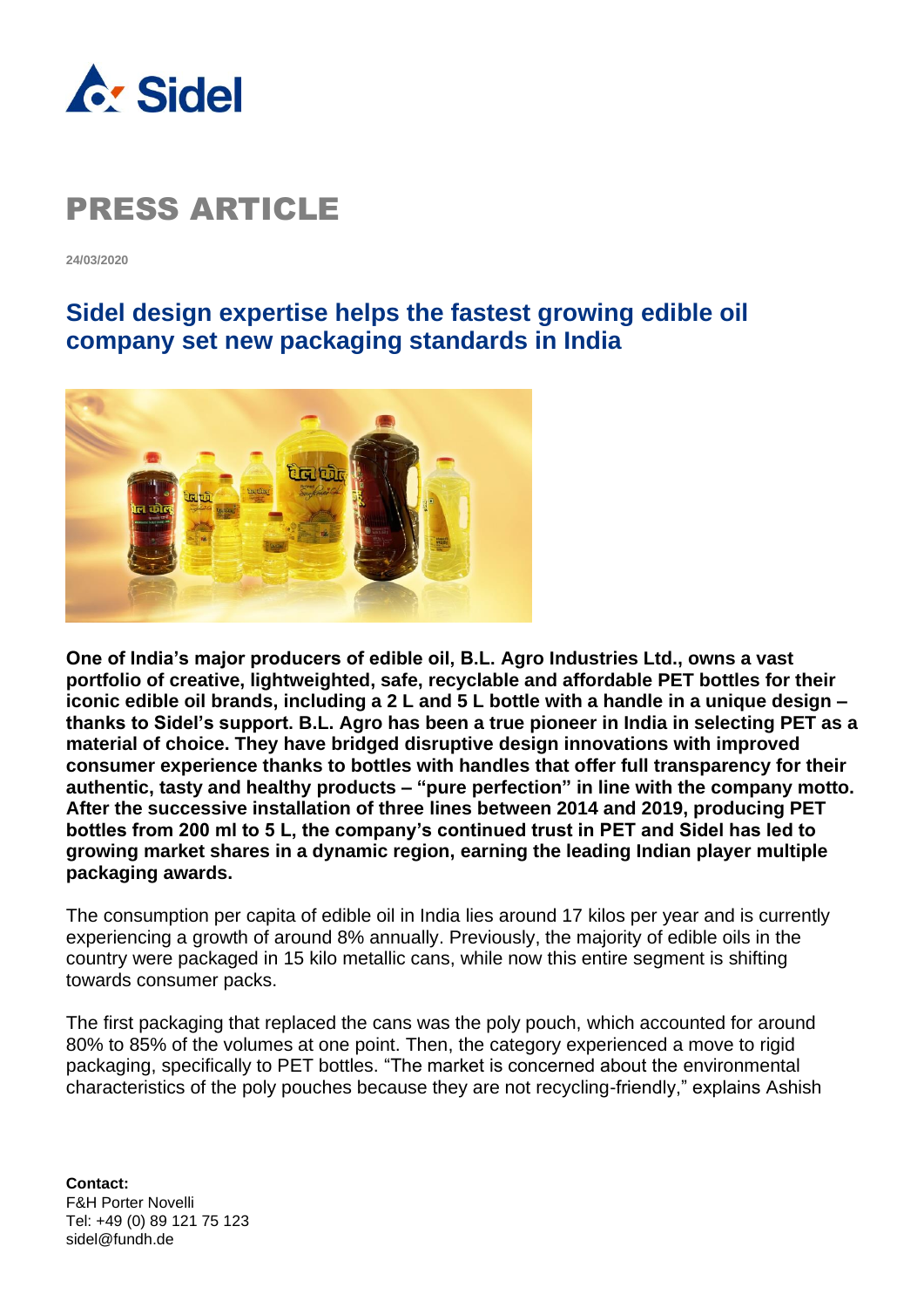# PRESS ARTICLE

24/03/2020

## Sidel design expertise helps the fastest growing edible oil company set new packaging standards in India

**One of India's major producers of edible oil, B.L. Agro Industries Ltd., owns a vast portfolio of creative, lightweighted, safe, recyclable and affordable PET bottles for their iconic edible oil brands, including a 2 L and 5 L bottle with a handle in a unique design – thanks to Sidel's support. B.L. Agro has been a true pioneer in India in selecting PET as a material of choice. They have bridged disruptive design innovations with improved consumer experience thanks to bottles with handles that offer full transparency for their authentic, tasty and healthy products – "pure perfection" in line with the company motto. After the successive installation of three lines between 2014 and 2019, producing PET bottles from 200 ml to 5 L, the company's continued trust in PET and Sidel has led to growing market shares in a dynamic region, earning the leading Indian player multiple packaging awards.**

The consumption per capita of edible oil in India lies around 17 kilos per year and is currently experiencing a growth of around 8% annually. Previously, the majority of edible oils in the country were packaged in 15 kilo metallic cans, while now this entire segment is shifting towards consumer packs.

The first packaging that replaced the cans was the poly pouch, which accounted for around 80% to 85% of the volumes at one point. Then, the category experienced a move to rigid packaging, specifically to PET bottles. "The market is concerned about the environmental characteristics of the poly pouches because they are not recycling-friendly," explains Ashish

**Contact:**
F&H Porter Novelli
Tel: +49 (0) 89 121 75 123
sidel@fundh.de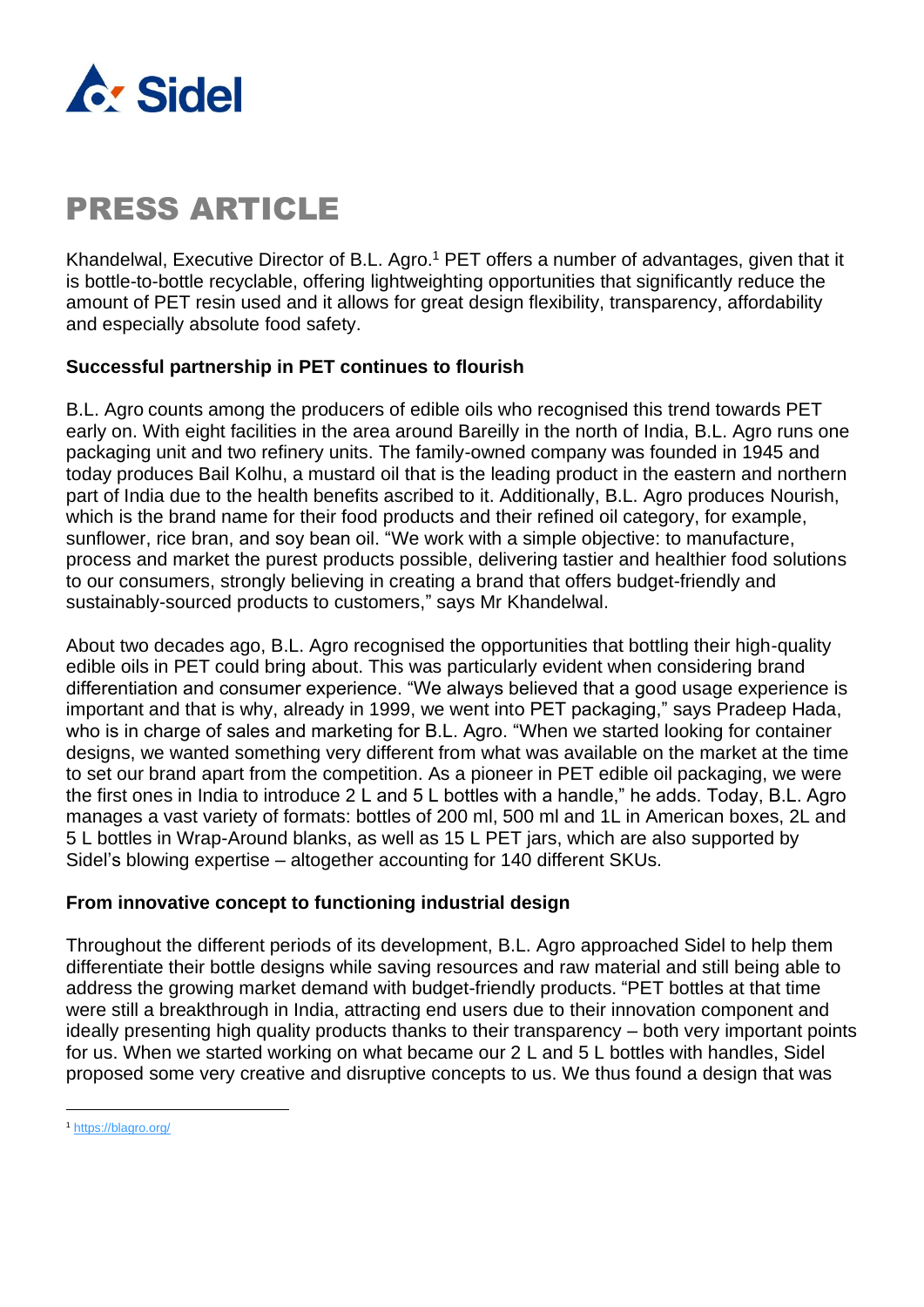Khandelwal, Executive Director of B.L. Agro.[1] PET offers a number of advantages, given that it is bottle-to-bottle recyclable, offering lightweighting opportunities that significantly reduce the amount of PET resin used and it allows for great design flexibility, transparency, affordability and especially absolute food safety.

**Successful partnership in PET continues to flourish**

B.L. Agro counts among the producers of edible oils who recognised this trend towards PET early on. With eight facilities in the area around Bareilly in the north of India, B.L. Agro runs one packaging unit and two refinery units. The family-owned company was founded in 1945 and today produces Bail Kolhu, a mustard oil that is the leading product in the eastern and northern part of India due to the health benefits ascribed to it. Additionally, B.L. Agro produces Nourish, which is the brand name for their food products and their refined oil category, for example, sunflower, rice bran, and soy bean oil. "We work with a simple objective: to manufacture, process and market the purest products possible, delivering tastier and healthier food solutions to our consumers, strongly believing in creating a brand that offers budget-friendly and sustainably-sourced products to customers," says Mr Khandelwal.

About two decades ago, B.L. Agro recognised the opportunities that bottling their high-quality edible oils in PET could bring about. This was particularly evident when considering brand differentiation and consumer experience. "We always believed that a good usage experience is important and that is why, already in 1999, we went into PET packaging," says Pradeep Hada, who is in charge of sales and marketing for B.L. Agro. "When we started looking for container designs, we wanted something very different from what was available on the market at the time to set our brand apart from the competition. As a pioneer in PET edible oil packaging, we were the first ones in India to introduce 2 L and 5 L bottles with a handle," he adds. Today, B.L. Agro manages a vast variety of formats: bottles of 200 ml, 500 ml and 1L in American boxes, 2L and 5 L bottles in Wrap-Around blanks, as well as 15 L PET jars, which are also supported by Sidel's blowing expertise – altogether accounting for 140 different SKUs.

**From innovative concept to functioning industrial design**

Throughout the different periods of its development, B.L. Agro approached Sidel to help them differentiate their bottle designs while saving resources and raw material and still being able to address the growing market demand with budget-friendly products. "PET bottles at that time were still a breakthrough in India, attracting end users due to their innovation component and ideally presenting high quality products thanks to their transparency – both very important points for us. When we started working on what became our 2 L and 5 L bottles with handles, Sidel proposed some very creative and disruptive concepts to us. We thus found a design that was

---

[1] https://blagro.org/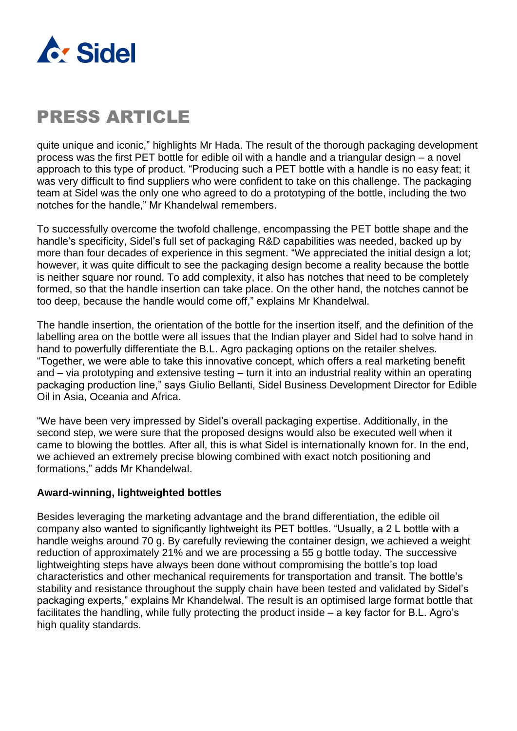quite unique and iconic," highlights Mr Hada. The result of the thorough packaging development process was the first PET bottle for edible oil with a handle and a triangular design – a novel approach to this type of product. "Producing such a PET bottle with a handle is no easy feat; it was very difficult to find suppliers who were confident to take on this challenge. The packaging team at Sidel was the only one who agreed to do a prototyping of the bottle, including the two notches for the handle," Mr Khandelwal remembers.

To successfully overcome the twofold challenge, encompassing the PET bottle shape and the handle's specificity, Sidel's full set of packaging R&D capabilities was needed, backed up by more than four decades of experience in this segment. "We appreciated the initial design a lot; however, it was quite difficult to see the packaging design become a reality because the bottle is neither square nor round. To add complexity, it also has notches that need to be completely formed, so that the handle insertion can take place. On the other hand, the notches cannot be too deep, because the handle would come off," explains Mr Khandelwal.

The handle insertion, the orientation of the bottle for the insertion itself, and the definition of the labelling area on the bottle were all issues that the Indian player and Sidel had to solve hand in hand to powerfully differentiate the B.L. Agro packaging options on the retailer shelves. "Together, we were able to take this innovative concept, which offers a real marketing benefit and – via prototyping and extensive testing – turn it into an industrial reality within an operating packaging production line," says Giulio Bellanti, Sidel Business Development Director for Edible Oil in Asia, Oceania and Africa.

"We have been very impressed by Sidel's overall packaging expertise. Additionally, in the second step, we were sure that the proposed designs would also be executed well when it came to blowing the bottles. After all, this is what Sidel is internationally known for. In the end, we achieved an extremely precise blowing combined with exact notch positioning and formations," adds Mr Khandelwal.

**Award-winning, lightweighted bottles**

Besides leveraging the marketing advantage and the brand differentiation, the edible oil company also wanted to significantly lightweight its PET bottles. "Usually, a 2 L bottle with a handle weighs around 70 g. By carefully reviewing the container design, we achieved a weight reduction of approximately 21% and we are processing a 55 g bottle today. The successive lightweighting steps have always been done without compromising the bottle's top load characteristics and other mechanical requirements for transportation and transit. The bottle's stability and resistance throughout the supply chain have been tested and validated by Sidel's packaging experts," explains Mr Khandelwal. The result is an optimised large format bottle that facilitates the handling, while fully protecting the product inside – a key factor for B.L. Agro's high quality standards.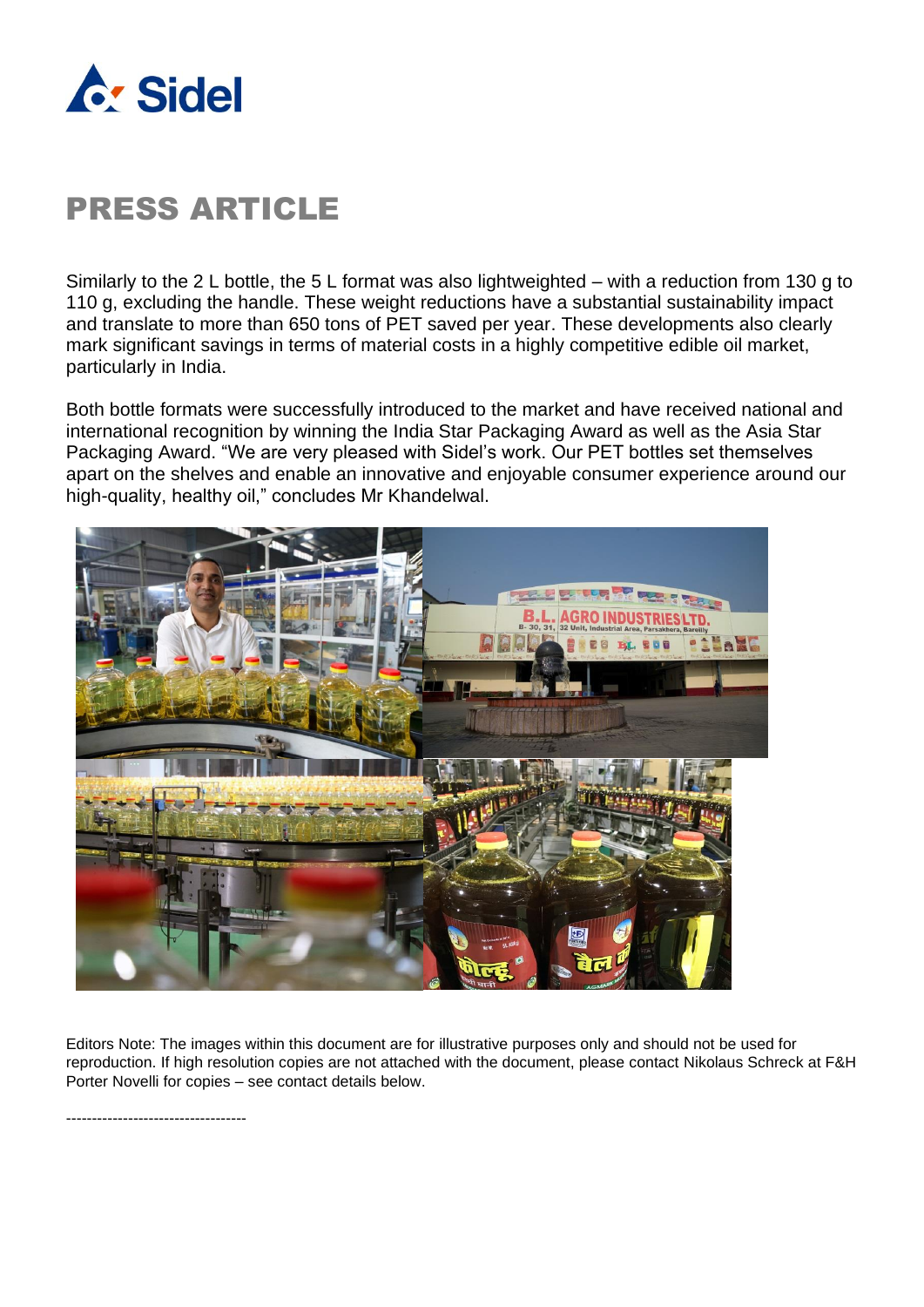# PRESS ARTICLE

Similarly to the 2 L bottle, the 5 L format was also lightweighted – with a reduction from 130 g to 110 g, excluding the handle. These weight reductions have a substantial sustainability impact and translate to more than 650 tons of PET saved per year. These developments also clearly mark significant savings in terms of material costs in a highly competitive edible oil market, particularly in India.

Both bottle formats were successfully introduced to the market and have received national and international recognition by winning the India Star Packaging Award as well as the Asia Star Packaging Award. "We are very pleased with Sidel's work. Our PET bottles set themselves apart on the shelves and enable an innovative and enjoyable consumer experience around our high-quality, healthy oil," concludes Mr Khandelwal.

Editors Note: The images within this document are for illustrative purposes only and should not be used for reproduction. If high resolution copies are not attached with the document, please contact Nikolaus Schreck at F&H Porter Novelli for copies – see contact details below.

-----------------------------------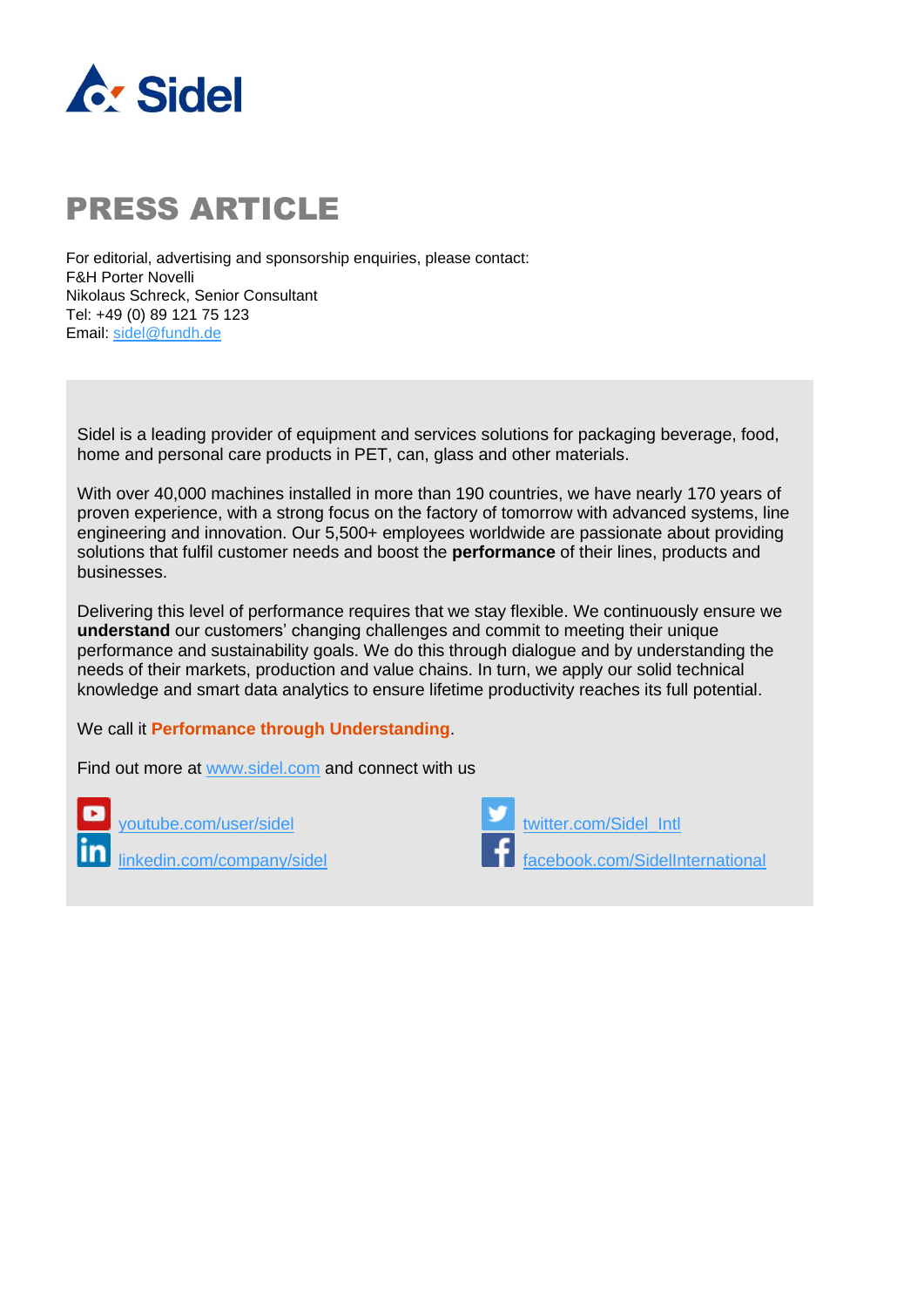# PRESS ARTICLE

For editorial, advertising and sponsorship enquiries, please contact:
F&H Porter Novelli
Nikolaus Schreck, Senior Consultant
Tel: +49 (0) 89 121 75 123
Email: sidel@fundh.de

Sidel is a leading provider of equipment and services solutions for packaging beverage, food, home and personal care products in PET, can, glass and other materials.

With over 40,000 machines installed in more than 190 countries, we have nearly 170 years of proven experience, with a strong focus on the factory of tomorrow with advanced systems, line engineering and innovation. Our 5,500+ employees worldwide are passionate about providing solutions that fulfil customer needs and boost the **performance** of their lines, products and businesses.

Delivering this level of performance requires that we stay flexible. We continuously ensure we **understand** our customers' changing challenges and commit to meeting their unique performance and sustainability goals. We do this through dialogue and by understanding the needs of their markets, production and value chains. In turn, we apply our solid technical knowledge and smart data analytics to ensure lifetime productivity reaches its full potential.

We call it **Performance through Understanding**.

Find out more at www.sidel.com and connect with us

youtube.com/user/sidel
linkedin.com/company/sidel
twitter.com/Sidel_Intl
facebook.com/SidelInternational